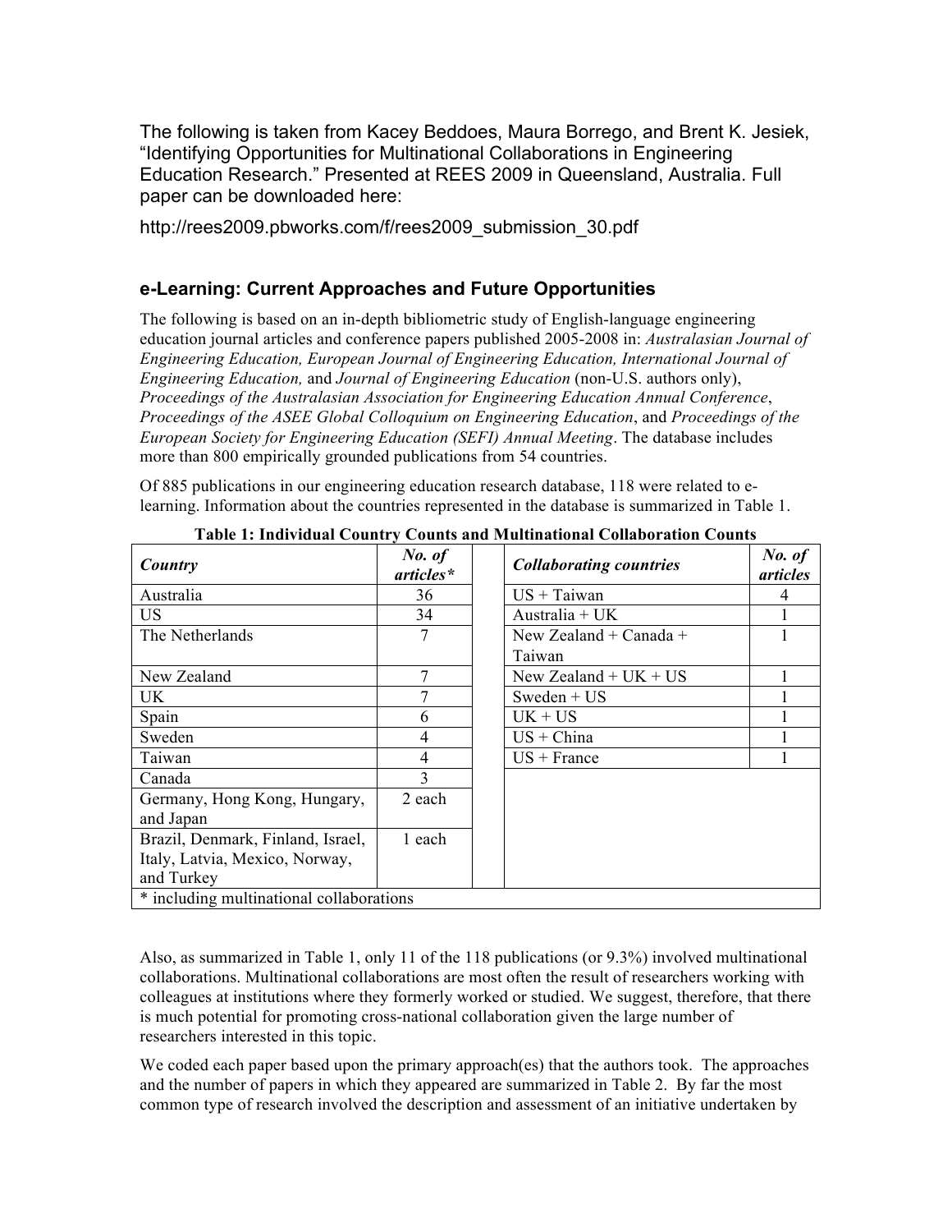The following is taken from Kacey Beddoes, Maura Borrego, and Brent K. Jesiek, "Identifying Opportunities for Multinational Collaborations in Engineering Education Research." Presented at REES 2009 in Queensland, Australia. Full paper can be downloaded here:

http://rees2009.pbworks.com/f/rees2009_submission_30.pdf

## e-Learning: Current Approaches and Future Opportunities

The following is based on an in-depth bibliometric study of English-language engineering education journal articles and conference papers published 2005-2008 in: *Australasian Journal of Engineering Education, European Journal of Engineering Education, International Journal of Engineering Education,* and *Journal of Engineering Education* (non-U.S. authors only), *Proceedings of the Australasian Association for Engineering Education Annual Conference*, *Proceedings of the ASEE Global Colloquium on Engineering Education*, and *Proceedings of the European Society for Engineering Education (SEFI) Annual Meeting*. The database includes more than 800 empirically grounded publications from 54 countries.

Of 885 publications in our engineering education research database, 118 were related to e-learning. Information about the countries represented in the database is summarized in Table 1.

**Table 1: Individual Country Counts and Multinational Collaboration Counts**

| *Country* | *No. of articles** | | *Collaborating countries* | *No. of articles* |
|---|---|---|---|---|
| Australia | 36 | | US + Taiwan | 4 |
| US | 34 | | Australia + UK | 1 |
| The Netherlands | 7 | | New Zealand + Canada + Taiwan | 1 |
| New Zealand | 7 | | New Zealand + UK + US | 1 |
| UK | 7 | | Sweden + US | 1 |
| Spain | 6 | | UK + US | 1 |
| Sweden | 4 | | US + China | 1 |
| Taiwan | 4 | | US + France | 1 |
| Canada | 3 | | | |
| Germany, Hong Kong, Hungary, and Japan | 2 each | | | |
| Brazil, Denmark, Finland, Israel, Italy, Latvia, Mexico, Norway, and Turkey | 1 each | | | |
| * including multinational collaborations | | | | |

Also, as summarized in Table 1, only 11 of the 118 publications (or 9.3%) involved multinational collaborations. Multinational collaborations are most often the result of researchers working with colleagues at institutions where they formerly worked or studied. We suggest, therefore, that there is much potential for promoting cross-national collaboration given the large number of researchers interested in this topic.

We coded each paper based upon the primary approach(es) that the authors took. The approaches and the number of papers in which they appeared are summarized in Table 2. By far the most common type of research involved the description and assessment of an initiative undertaken by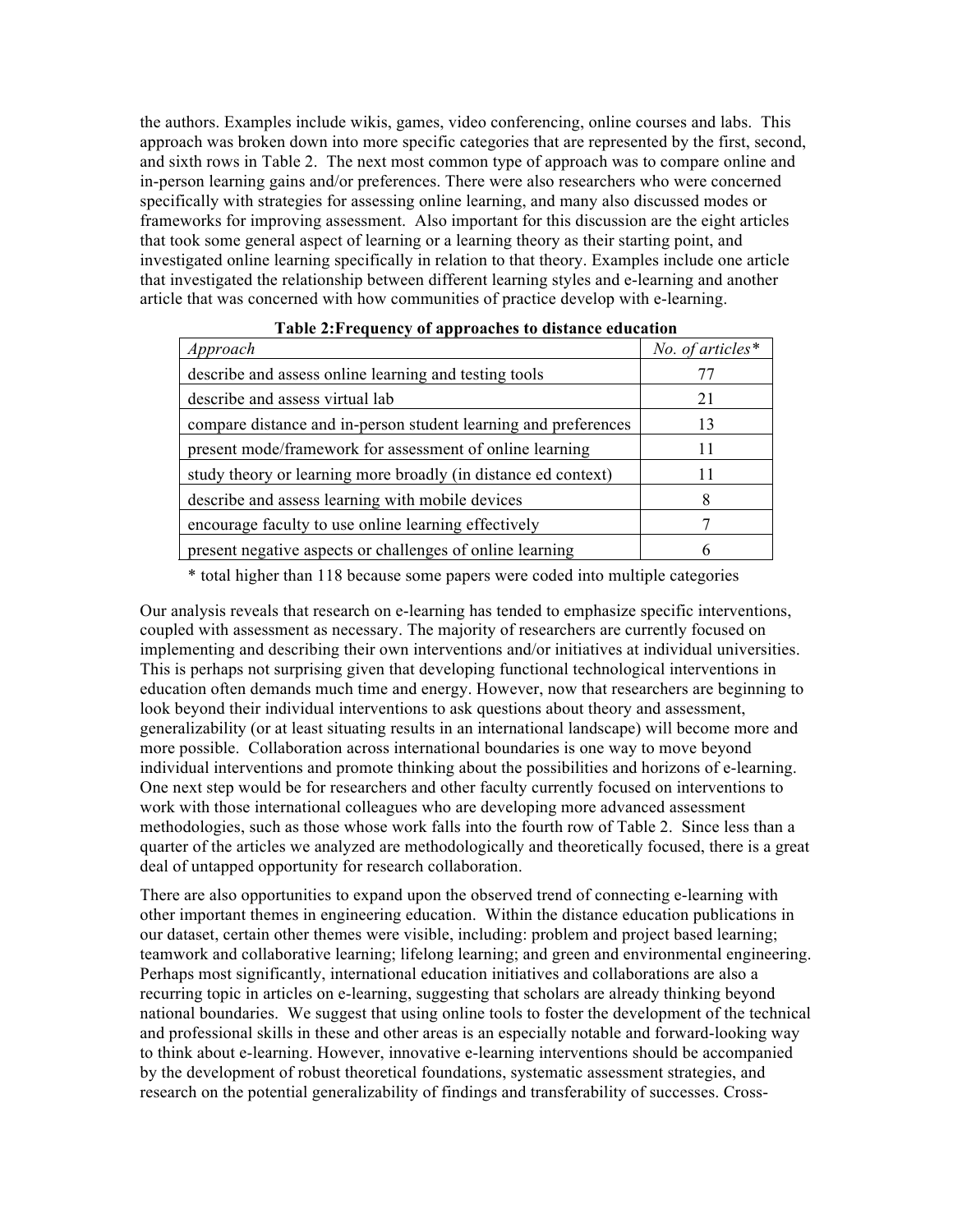the authors. Examples include wikis, games, video conferencing, online courses and labs. This approach was broken down into more specific categories that are represented by the first, second, and sixth rows in Table 2. The next most common type of approach was to compare online and in-person learning gains and/or preferences. There were also researchers who were concerned specifically with strategies for assessing online learning, and many also discussed modes or frameworks for improving assessment. Also important for this discussion are the eight articles that took some general aspect of learning or a learning theory as their starting point, and investigated online learning specifically in relation to that theory. Examples include one article that investigated the relationship between different learning styles and e-learning and another article that was concerned with how communities of practice develop with e-learning.

**Table 2:Frequency of approaches to distance education**

| *Approach* | *No. of articles\** |
|---|---|
| describe and assess online learning and testing tools | 77 |
| describe and assess virtual lab | 21 |
| compare distance and in-person student learning and preferences | 13 |
| present mode/framework for assessment of online learning | 11 |
| study theory or learning more broadly (in distance ed context) | 11 |
| describe and assess learning with mobile devices | 8 |
| encourage faculty to use online learning effectively | 7 |
| present negative aspects or challenges of online learning | 6 |

\* total higher than 118 because some papers were coded into multiple categories

Our analysis reveals that research on e-learning has tended to emphasize specific interventions, coupled with assessment as necessary. The majority of researchers are currently focused on implementing and describing their own interventions and/or initiatives at individual universities. This is perhaps not surprising given that developing functional technological interventions in education often demands much time and energy. However, now that researchers are beginning to look beyond their individual interventions to ask questions about theory and assessment, generalizability (or at least situating results in an international landscape) will become more and more possible. Collaboration across international boundaries is one way to move beyond individual interventions and promote thinking about the possibilities and horizons of e-learning. One next step would be for researchers and other faculty currently focused on interventions to work with those international colleagues who are developing more advanced assessment methodologies, such as those whose work falls into the fourth row of Table 2. Since less than a quarter of the articles we analyzed are methodologically and theoretically focused, there is a great deal of untapped opportunity for research collaboration.

There are also opportunities to expand upon the observed trend of connecting e-learning with other important themes in engineering education. Within the distance education publications in our dataset, certain other themes were visible, including: problem and project based learning; teamwork and collaborative learning; lifelong learning; and green and environmental engineering. Perhaps most significantly, international education initiatives and collaborations are also a recurring topic in articles on e-learning, suggesting that scholars are already thinking beyond national boundaries. We suggest that using online tools to foster the development of the technical and professional skills in these and other areas is an especially notable and forward-looking way to think about e-learning. However, innovative e-learning interventions should be accompanied by the development of robust theoretical foundations, systematic assessment strategies, and research on the potential generalizability of findings and transferability of successes. Cross-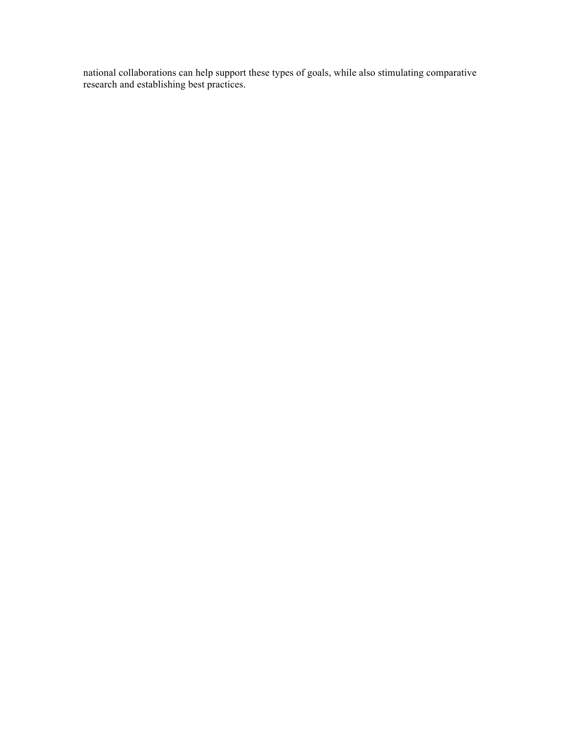national collaborations can help support these types of goals, while also stimulating comparative research and establishing best practices.